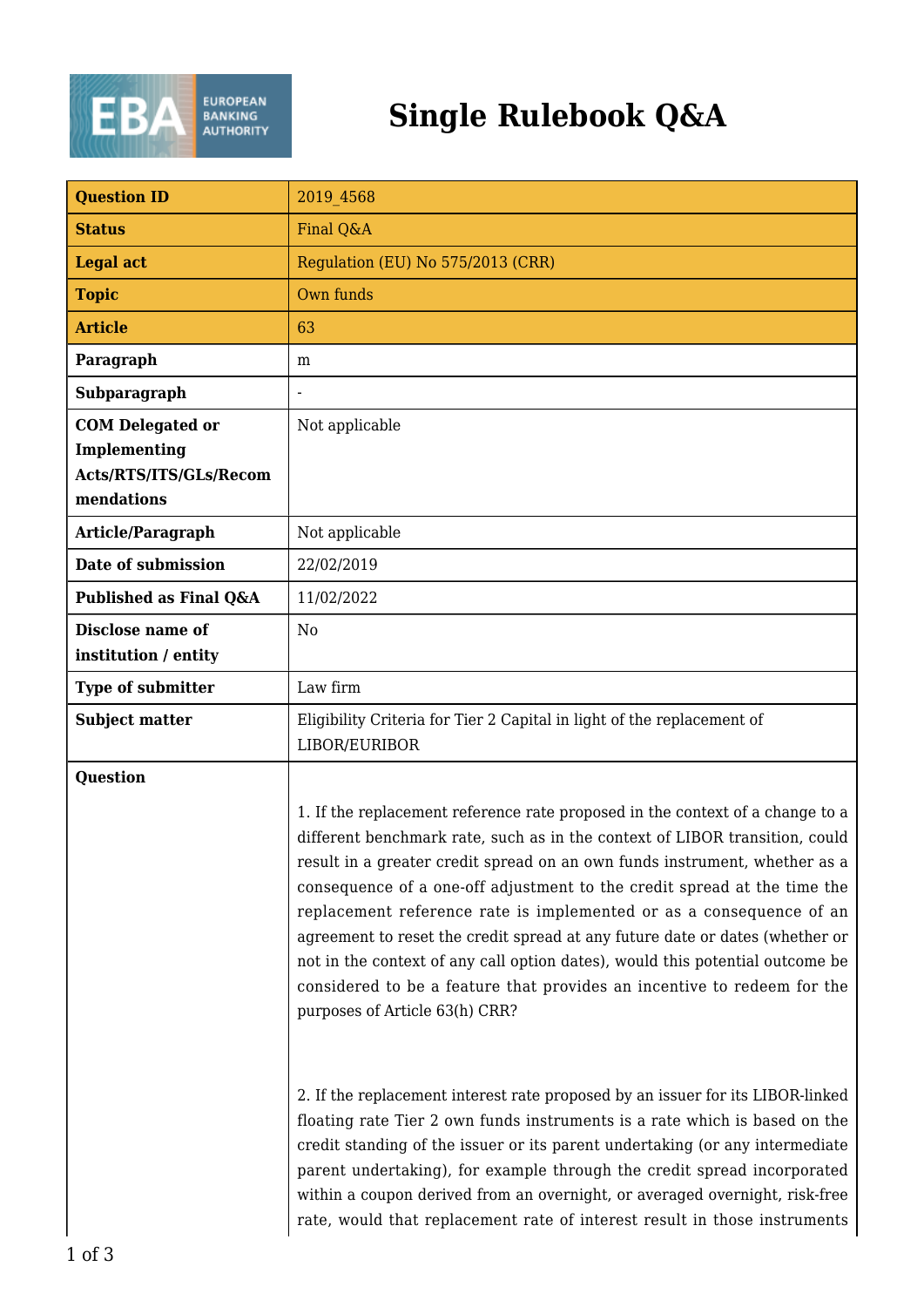# Single Rulebook Q&A

| Question ID | 2019_4568 |
|---|---|
| Status | Final Q&A |
| Legal act | Regulation (EU) No 575/2013 (CRR) |
| Topic | Own funds |
| Article | 63 |
| Paragraph | m |
| Subparagraph | - |
| COM Delegated or Implementing Acts/RTS/ITS/GLs/Recommendations | Not applicable |
| Article/Paragraph | Not applicable |
| Date of submission | 22/02/2019 |
| Published as Final Q&A | 11/02/2022 |
| Disclose name of institution / entity | No |
| Type of submitter | Law firm |
| Subject matter | Eligibility Criteria for Tier 2 Capital in light of the replacement of LIBOR/EURIBOR |
| Question | 1. If the replacement reference rate proposed in the context of a change to a different benchmark rate, such as in the context of LIBOR transition, could result in a greater credit spread on an own funds instrument, whether as a consequence of a one-off adjustment to the credit spread at the time the replacement reference rate is implemented or as a consequence of an agreement to reset the credit spread at any future date or dates (whether or not in the context of any call option dates), would this potential outcome be considered to be a feature that provides an incentive to redeem for the purposes of Article 63(h) CRR?<br><br>2. If the replacement interest rate proposed by an issuer for its LIBOR-linked floating rate Tier 2 own funds instruments is a rate which is based on the credit standing of the issuer or its parent undertaking (or any intermediate parent undertaking), for example through the credit spread incorporated within a coupon derived from an overnight, or averaged overnight, risk-free rate, would that replacement rate of interest result in those instruments |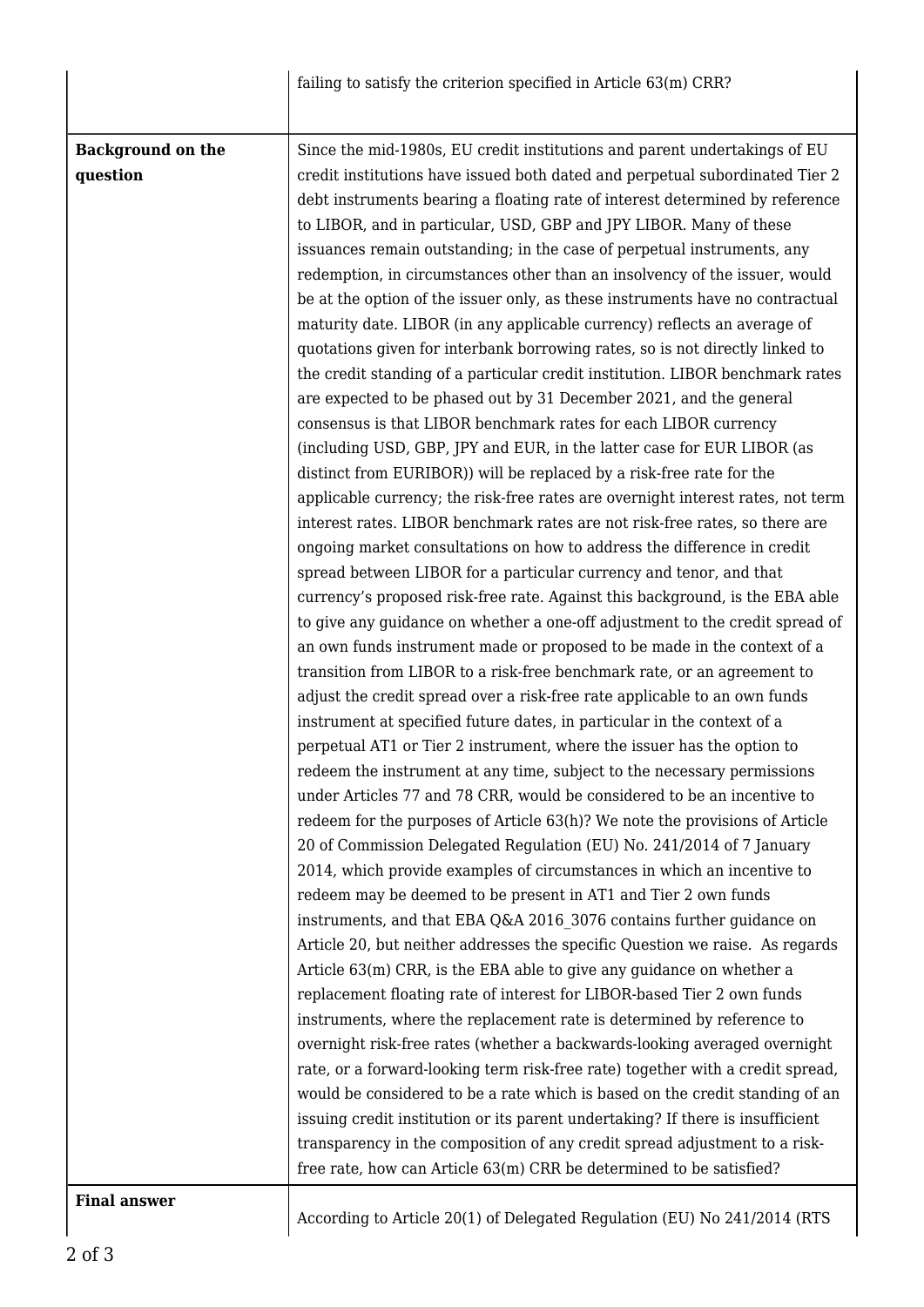| | |
|---|---|
| | failing to satisfy the criterion specified in Article 63(m) CRR? |
| **Background on the question** | Since the mid-1980s, EU credit institutions and parent undertakings of EU credit institutions have issued both dated and perpetual subordinated Tier 2 debt instruments bearing a floating rate of interest determined by reference to LIBOR, and in particular, USD, GBP and JPY LIBOR. Many of these issuances remain outstanding; in the case of perpetual instruments, any redemption, in circumstances other than an insolvency of the issuer, would be at the option of the issuer only, as these instruments have no contractual maturity date. LIBOR (in any applicable currency) reflects an average of quotations given for interbank borrowing rates, so is not directly linked to the credit standing of a particular credit institution. LIBOR benchmark rates are expected to be phased out by 31 December 2021, and the general consensus is that LIBOR benchmark rates for each LIBOR currency (including USD, GBP, JPY and EUR, in the latter case for EUR LIBOR (as distinct from EURIBOR)) will be replaced by a risk-free rate for the applicable currency; the risk-free rates are overnight interest rates, not term interest rates. LIBOR benchmark rates are not risk-free rates, so there are ongoing market consultations on how to address the difference in credit spread between LIBOR for a particular currency and tenor, and that currency's proposed risk-free rate. Against this background, is the EBA able to give any guidance on whether a one-off adjustment to the credit spread of an own funds instrument made or proposed to be made in the context of a transition from LIBOR to a risk-free benchmark rate, or an agreement to adjust the credit spread over a risk-free rate applicable to an own funds instrument at specified future dates, in particular in the context of a perpetual AT1 or Tier 2 instrument, where the issuer has the option to redeem the instrument at any time, subject to the necessary permissions under Articles 77 and 78 CRR, would be considered to be an incentive to redeem for the purposes of Article 63(h)? We note the provisions of Article 20 of Commission Delegated Regulation (EU) No. 241/2014 of 7 January 2014, which provide examples of circumstances in which an incentive to redeem may be deemed to be present in AT1 and Tier 2 own funds instruments, and that EBA Q&A 2016_3076 contains further guidance on Article 20, but neither addresses the specific Question we raise. As regards Article 63(m) CRR, is the EBA able to give any guidance on whether a replacement floating rate of interest for LIBOR-based Tier 2 own funds instruments, where the replacement rate is determined by reference to overnight risk-free rates (whether a backwards-looking averaged overnight rate, or a forward-looking term risk-free rate) together with a credit spread, would be considered to be a rate which is based on the credit standing of an issuing credit institution or its parent undertaking? If there is insufficient transparency in the composition of any credit spread adjustment to a risk-free rate, how can Article 63(m) CRR be determined to be satisfied? |
| **Final answer** | According to Article 20(1) of Delegated Regulation (EU) No 241/2014 (RTS |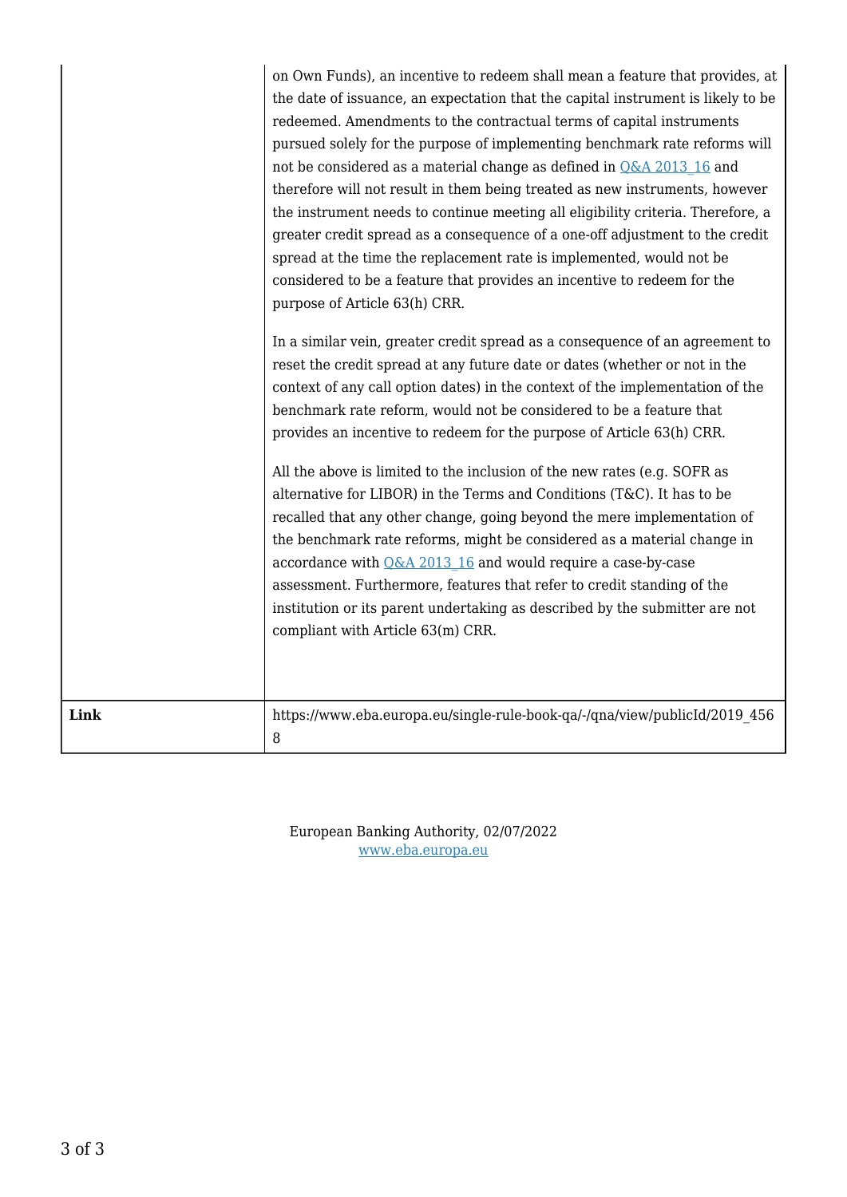| | |
|---|---|
| | on Own Funds), an incentive to redeem shall mean a feature that provides, at the date of issuance, an expectation that the capital instrument is likely to be redeemed. Amendments to the contractual terms of capital instruments pursued solely for the purpose of implementing benchmark rate reforms will not be considered as a material change as defined in Q&A 2013_16 and therefore will not result in them being treated as new instruments, however the instrument needs to continue meeting all eligibility criteria. Therefore, a greater credit spread as a consequence of a one-off adjustment to the credit spread at the time the replacement rate is implemented, would not be considered to be a feature that provides an incentive to redeem for the purpose of Article 63(h) CRR.<br><br>In a similar vein, greater credit spread as a consequence of an agreement to reset the credit spread at any future date or dates (whether or not in the context of any call option dates) in the context of the implementation of the benchmark rate reform, would not be considered to be a feature that provides an incentive to redeem for the purpose of Article 63(h) CRR.<br><br>All the above is limited to the inclusion of the new rates (e.g. SOFR as alternative for LIBOR) in the Terms and Conditions (T&C). It has to be recalled that any other change, going beyond the mere implementation of the benchmark rate reforms, might be considered as a material change in accordance with Q&A 2013_16 and would require a case-by-case assessment. Furthermore, features that refer to credit standing of the institution or its parent undertaking as described by the submitter are not compliant with Article 63(m) CRR. |
| **Link** | https://www.eba.europa.eu/single-rule-book-qa/-/qna/view/publicId/2019_4568 |

European Banking Authority, 02/07/2022
www.eba.europa.eu